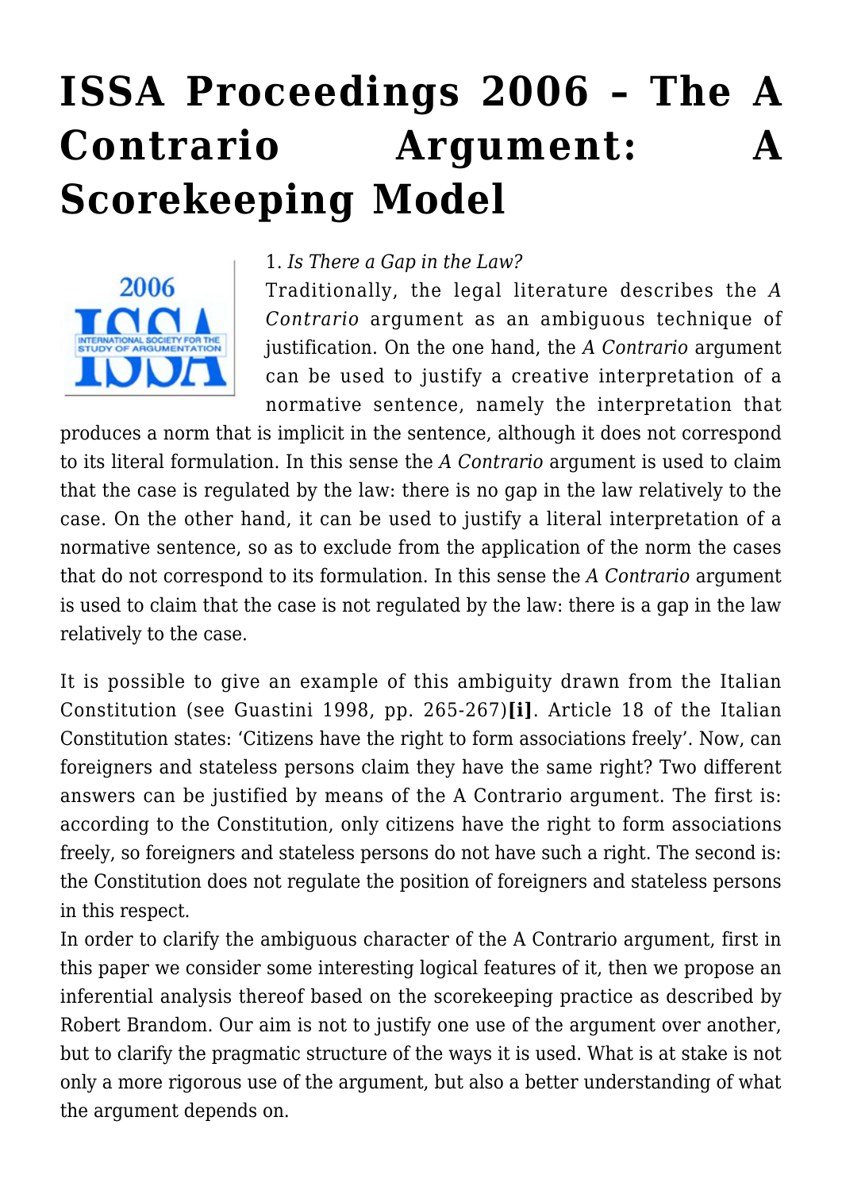# ISSA Proceedings 2006 – The A Contrario Argument: A Scorekeeping Model

1. *Is There a Gap in the Law?*

Traditionally, the legal literature describes the *A Contrario* argument as an ambiguous technique of justification. On the one hand, the *A Contrario* argument can be used to justify a creative interpretation of a normative sentence, namely the interpretation that produces a norm that is implicit in the sentence, although it does not correspond to its literal formulation. In this sense the *A Contrario* argument is used to claim that the case is regulated by the law: there is no gap in the law relatively to the case. On the other hand, it can be used to justify a literal interpretation of a normative sentence, so as to exclude from the application of the norm the cases that do not correspond to its formulation. In this sense the *A Contrario* argument is used to claim that the case is not regulated by the law: there is a gap in the law relatively to the case.

It is possible to give an example of this ambiguity drawn from the Italian Constitution (see Guastini 1998, pp. 265-267)**[i]**. Article 18 of the Italian Constitution states: 'Citizens have the right to form associations freely'. Now, can foreigners and stateless persons claim they have the same right? Two different answers can be justified by means of the A Contrario argument. The first is: according to the Constitution, only citizens have the right to form associations freely, so foreigners and stateless persons do not have such a right. The second is: the Constitution does not regulate the position of foreigners and stateless persons in this respect.

In order to clarify the ambiguous character of the A Contrario argument, first in this paper we consider some interesting logical features of it, then we propose an inferential analysis thereof based on the scorekeeping practice as described by Robert Brandom. Our aim is not to justify one use of the argument over another, but to clarify the pragmatic structure of the ways it is used. What is at stake is not only a more rigorous use of the argument, but also a better understanding of what the argument depends on.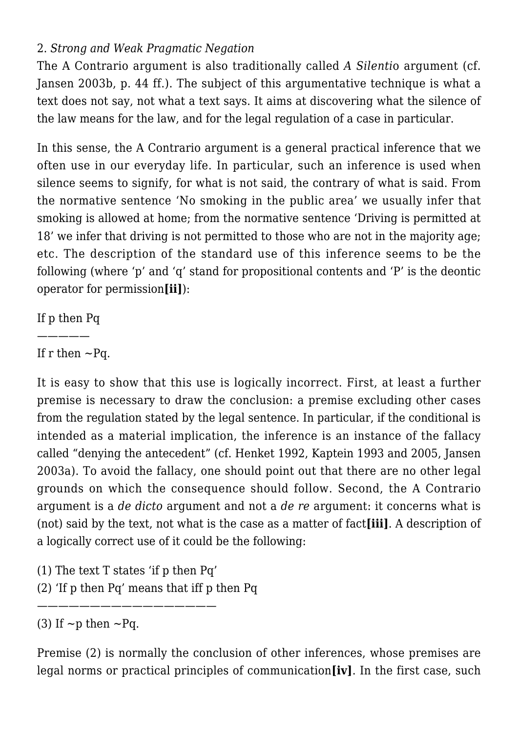## 2. *Strong and Weak Pragmatic Negation*

The A Contrario argument is also traditionally called *A Silentio* argument (cf. Jansen 2003b, p. 44 ff.). The subject of this argumentative technique is what a text does not say, not what a text says. It aims at discovering what the silence of the law means for the law, and for the legal regulation of a case in particular.

In this sense, the A Contrario argument is a general practical inference that we often use in our everyday life. In particular, such an inference is used when silence seems to signify, for what is not said, the contrary of what is said. From the normative sentence 'No smoking in the public area' we usually infer that smoking is allowed at home; from the normative sentence 'Driving is permitted at 18' we infer that driving is not permitted to those who are not in the majority age; etc. The description of the standard use of this inference seems to be the following (where 'p' and 'q' stand for propositional contents and 'P' is the deontic operator for permission**[ii]**):

If p then Pq
—————
If r then ~Pq.

It is easy to show that this use is logically incorrect. First, at least a further premise is necessary to draw the conclusion: a premise excluding other cases from the regulation stated by the legal sentence. In particular, if the conditional is intended as a material implication, the inference is an instance of the fallacy called "denying the antecedent" (cf. Henket 1992, Kaptein 1993 and 2005, Jansen 2003a). To avoid the fallacy, one should point out that there are no other legal grounds on which the consequence should follow. Second, the A Contrario argument is a *de dicto* argument and not a *de re* argument: it concerns what is (not) said by the text, not what is the case as a matter of fact**[iii]**. A description of a logically correct use of it could be the following:

(1) The text T states 'if p then Pq'
(2) 'If p then Pq' means that iff p then Pq
————————————————————
(3) If ~p then ~Pq.

Premise (2) is normally the conclusion of other inferences, whose premises are legal norms or practical principles of communication**[iv]**. In the first case, such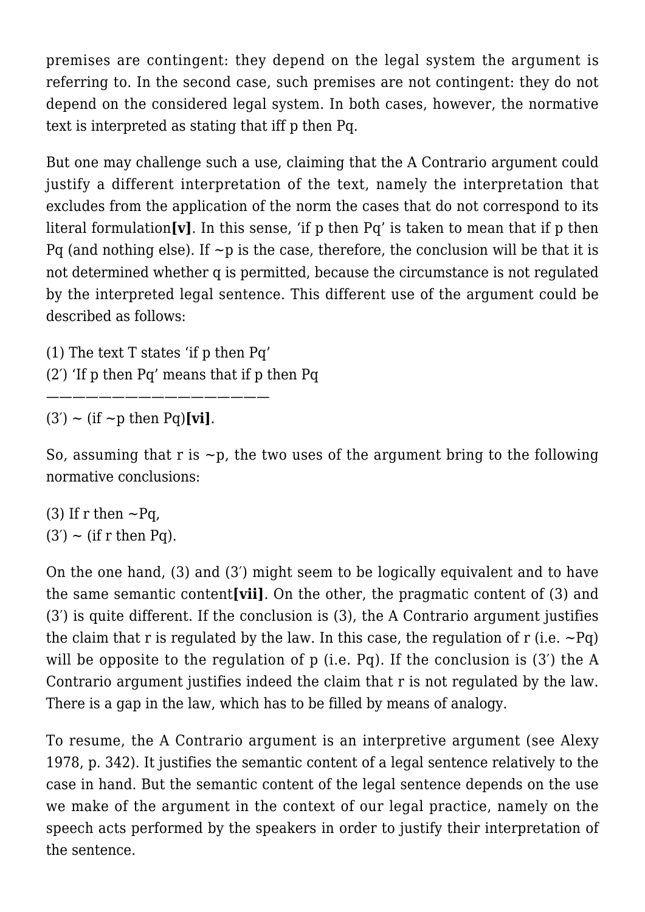premises are contingent: they depend on the legal system the argument is referring to. In the second case, such premises are not contingent: they do not depend on the considered legal system. In both cases, however, the normative text is interpreted as stating that iff p then Pq.

But one may challenge such a use, claiming that the A Contrario argument could justify a different interpretation of the text, namely the interpretation that excludes from the application of the norm the cases that do not correspond to its literal formulation**[v]**. In this sense, 'if p then Pq' is taken to mean that if p then Pq (and nothing else). If ~p is the case, therefore, the conclusion will be that it is not determined whether q is permitted, because the circumstance is not regulated by the interpreted legal sentence. This different use of the argument could be described as follows:

(1) The text T states 'if p then Pq'
(2′) 'If p then Pq' means that if p then Pq
————————————————————
(3′) ~ (if ~p then Pq)**[vi]**.

So, assuming that r is ~p, the two uses of the argument bring to the following normative conclusions:

(3) If r then ~Pq,
(3′) ~ (if r then Pq).

On the one hand, (3) and (3′) might seem to be logically equivalent and to have the same semantic content**[vii]**. On the other, the pragmatic content of (3) and (3′) is quite different. If the conclusion is (3), the A Contrario argument justifies the claim that r is regulated by the law. In this case, the regulation of r (i.e. ~Pq) will be opposite to the regulation of p (i.e. Pq). If the conclusion is (3′) the A Contrario argument justifies indeed the claim that r is not regulated by the law. There is a gap in the law, which has to be filled by means of analogy.

To resume, the A Contrario argument is an interpretive argument (see Alexy 1978, p. 342). It justifies the semantic content of a legal sentence relatively to the case in hand. But the semantic content of the legal sentence depends on the use we make of the argument in the context of our legal practice, namely on the speech acts performed by the speakers in order to justify their interpretation of the sentence.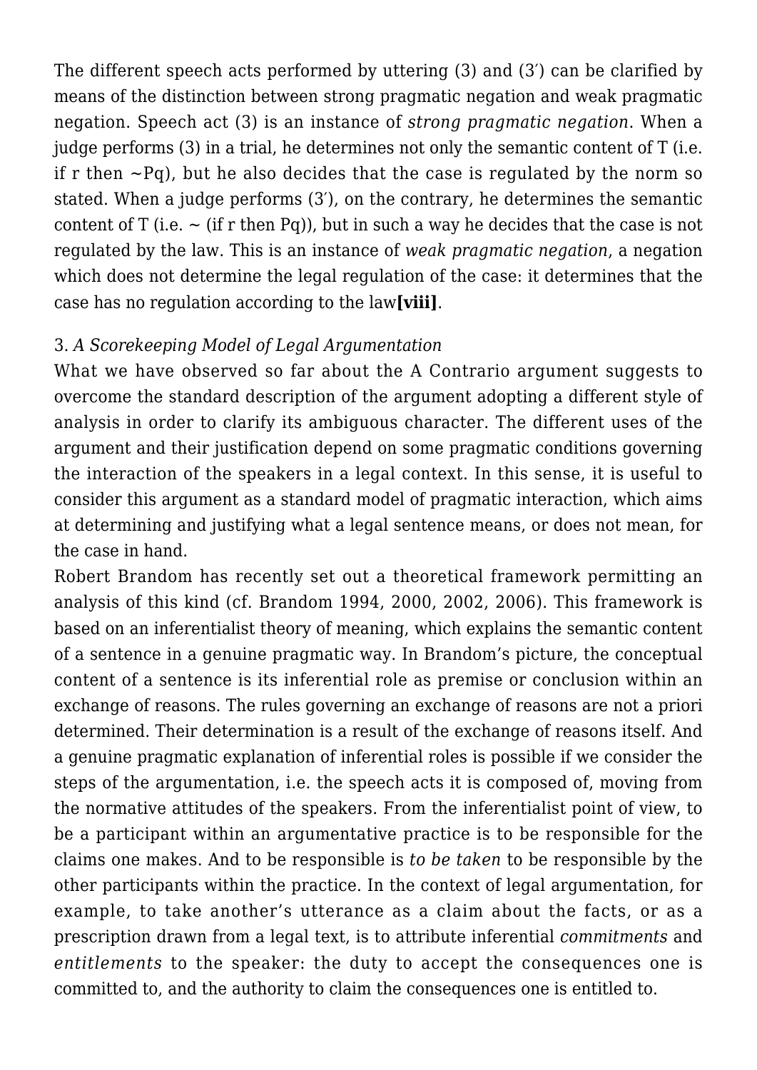The different speech acts performed by uttering (3) and (3′) can be clarified by means of the distinction between strong pragmatic negation and weak pragmatic negation. Speech act (3) is an instance of *strong pragmatic negation*. When a judge performs (3) in a trial, he determines not only the semantic content of T (i.e. if r then ~Pq), but he also decides that the case is regulated by the norm so stated. When a judge performs (3′), on the contrary, he determines the semantic content of T (i.e. ~ (if r then Pq)), but in such a way he decides that the case is not regulated by the law. This is an instance of *weak pragmatic negation*, a negation which does not determine the legal regulation of the case: it determines that the case has no regulation according to the law**[viii]**.

### 3. *A Scorekeeping Model of Legal Argumentation*

What we have observed so far about the A Contrario argument suggests to overcome the standard description of the argument adopting a different style of analysis in order to clarify its ambiguous character. The different uses of the argument and their justification depend on some pragmatic conditions governing the interaction of the speakers in a legal context. In this sense, it is useful to consider this argument as a standard model of pragmatic interaction, which aims at determining and justifying what a legal sentence means, or does not mean, for the case in hand.

Robert Brandom has recently set out a theoretical framework permitting an analysis of this kind (cf. Brandom 1994, 2000, 2002, 2006). This framework is based on an inferentialist theory of meaning, which explains the semantic content of a sentence in a genuine pragmatic way. In Brandom's picture, the conceptual content of a sentence is its inferential role as premise or conclusion within an exchange of reasons. The rules governing an exchange of reasons are not a priori determined. Their determination is a result of the exchange of reasons itself. And a genuine pragmatic explanation of inferential roles is possible if we consider the steps of the argumentation, i.e. the speech acts it is composed of, moving from the normative attitudes of the speakers. From the inferentialist point of view, to be a participant within an argumentative practice is to be responsible for the claims one makes. And to be responsible is *to be taken* to be responsible by the other participants within the practice. In the context of legal argumentation, for example, to take another's utterance as a claim about the facts, or as a prescription drawn from a legal text, is to attribute inferential *commitments* and *entitlements* to the speaker: the duty to accept the consequences one is committed to, and the authority to claim the consequences one is entitled to.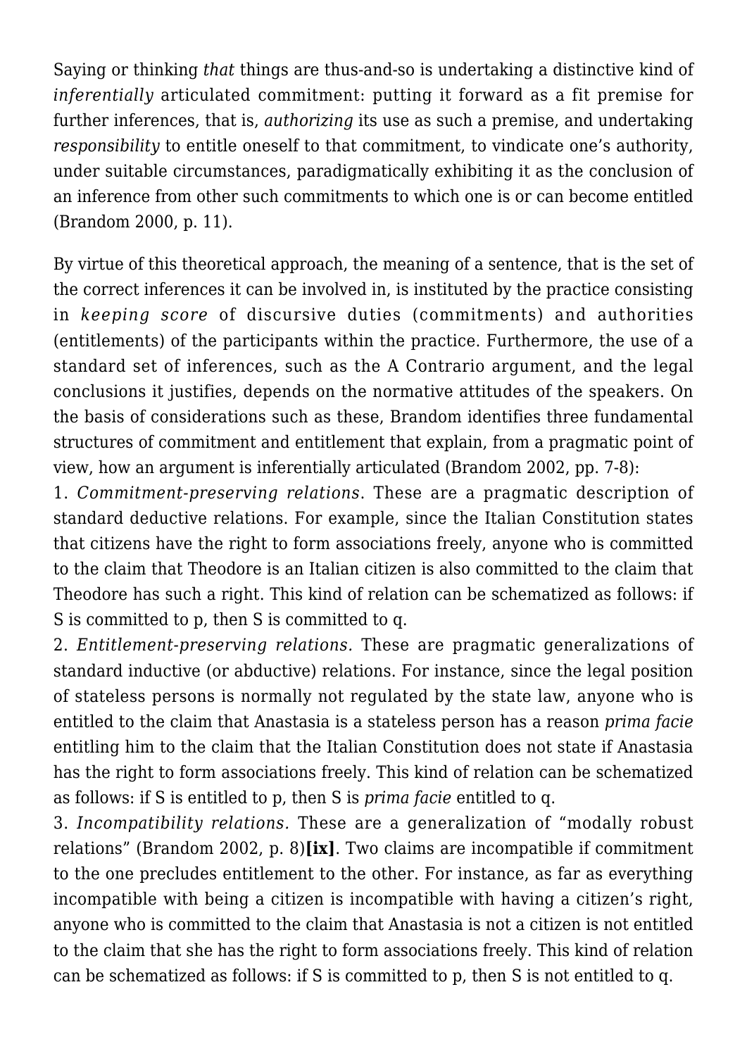Saying or thinking *that* things are thus-and-so is undertaking a distinctive kind of *inferentially* articulated commitment: putting it forward as a fit premise for further inferences, that is, *authorizing* its use as such a premise, and undertaking *responsibility* to entitle oneself to that commitment, to vindicate one's authority, under suitable circumstances, paradigmatically exhibiting it as the conclusion of an inference from other such commitments to which one is or can become entitled (Brandom 2000, p. 11).

By virtue of this theoretical approach, the meaning of a sentence, that is the set of the correct inferences it can be involved in, is instituted by the practice consisting in *keeping score* of discursive duties (commitments) and authorities (entitlements) of the participants within the practice. Furthermore, the use of a standard set of inferences, such as the A Contrario argument, and the legal conclusions it justifies, depends on the normative attitudes of the speakers. On the basis of considerations such as these, Brandom identifies three fundamental structures of commitment and entitlement that explain, from a pragmatic point of view, how an argument is inferentially articulated (Brandom 2002, pp. 7-8):

1. *Commitment-preserving relations*. These are a pragmatic description of standard deductive relations. For example, since the Italian Constitution states that citizens have the right to form associations freely, anyone who is committed to the claim that Theodore is an Italian citizen is also committed to the claim that Theodore has such a right. This kind of relation can be schematized as follows: if S is committed to p, then S is committed to q.
2. *Entitlement-preserving relations.* These are pragmatic generalizations of standard inductive (or abductive) relations. For instance, since the legal position of stateless persons is normally not regulated by the state law, anyone who is entitled to the claim that Anastasia is a stateless person has a reason *prima facie* entitling him to the claim that the Italian Constitution does not state if Anastasia has the right to form associations freely. This kind of relation can be schematized as follows: if S is entitled to p, then S is *prima facie* entitled to q.
3. *Incompatibility relations.* These are a generalization of "modally robust relations" (Brandom 2002, p. 8)**[ix]**. Two claims are incompatible if commitment to the one precludes entitlement to the other. For instance, as far as everything incompatible with being a citizen is incompatible with having a citizen's right, anyone who is committed to the claim that Anastasia is not a citizen is not entitled to the claim that she has the right to form associations freely. This kind of relation can be schematized as follows: if S is committed to p, then S is not entitled to q.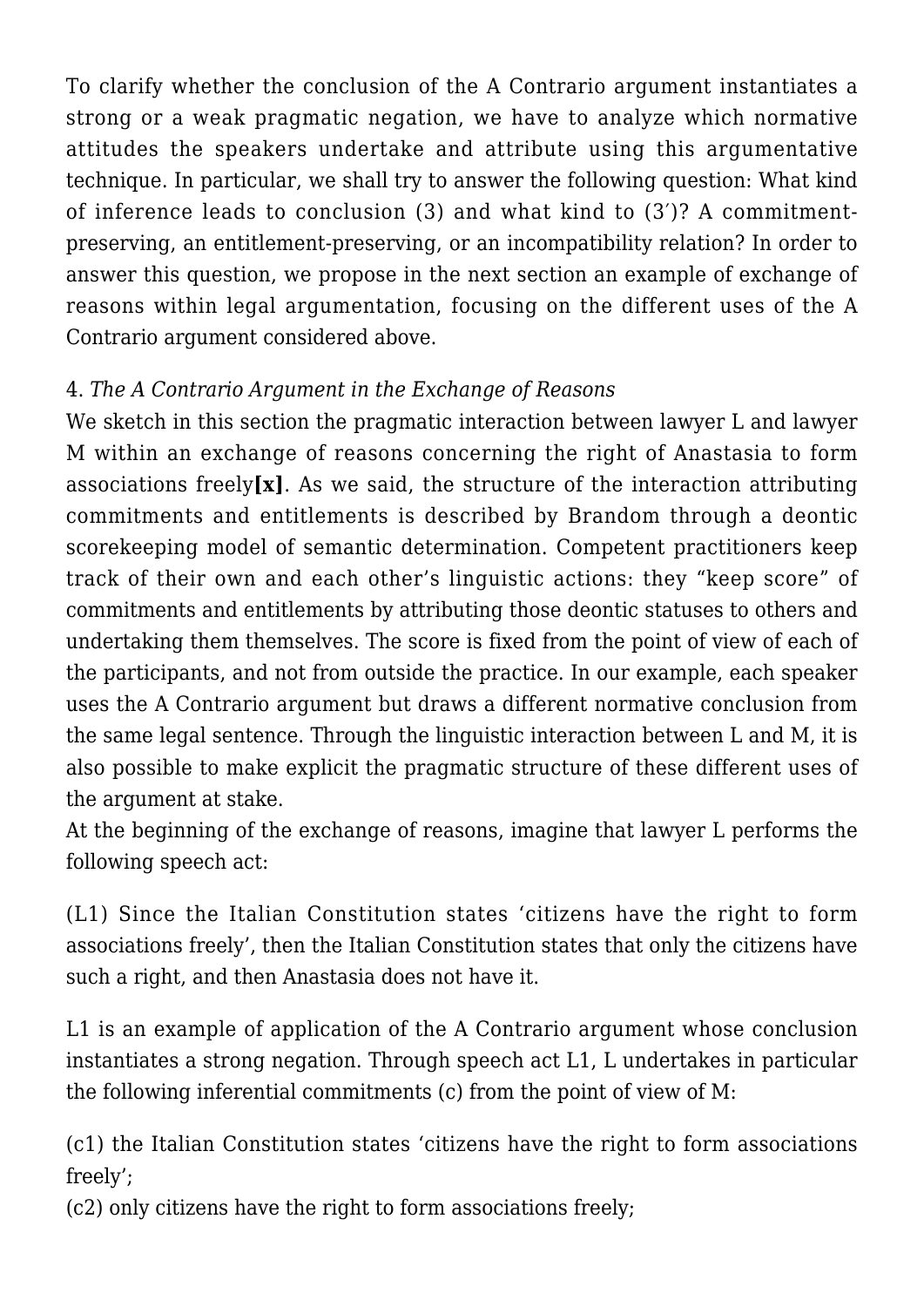To clarify whether the conclusion of the A Contrario argument instantiates a strong or a weak pragmatic negation, we have to analyze which normative attitudes the speakers undertake and attribute using this argumentative technique. In particular, we shall try to answer the following question: What kind of inference leads to conclusion (3) and what kind to (3′)? A commitment-preserving, an entitlement-preserving, or an incompatibility relation? In order to answer this question, we propose in the next section an example of exchange of reasons within legal argumentation, focusing on the different uses of the A Contrario argument considered above.

## 4. *The A Contrario Argument in the Exchange of Reasons*

We sketch in this section the pragmatic interaction between lawyer L and lawyer M within an exchange of reasons concerning the right of Anastasia to form associations freely**[x]**. As we said, the structure of the interaction attributing commitments and entitlements is described by Brandom through a deontic scorekeeping model of semantic determination. Competent practitioners keep track of their own and each other's linguistic actions: they "keep score" of commitments and entitlements by attributing those deontic statuses to others and undertaking them themselves. The score is fixed from the point of view of each of the participants, and not from outside the practice. In our example, each speaker uses the A Contrario argument but draws a different normative conclusion from the same legal sentence. Through the linguistic interaction between L and M, it is also possible to make explicit the pragmatic structure of these different uses of the argument at stake.

At the beginning of the exchange of reasons, imagine that lawyer L performs the following speech act:

(L1) Since the Italian Constitution states 'citizens have the right to form associations freely', then the Italian Constitution states that only the citizens have such a right, and then Anastasia does not have it.

L1 is an example of application of the A Contrario argument whose conclusion instantiates a strong negation. Through speech act L1, L undertakes in particular the following inferential commitments (c) from the point of view of M:

(c1) the Italian Constitution states 'citizens have the right to form associations freely';
(c2) only citizens have the right to form associations freely;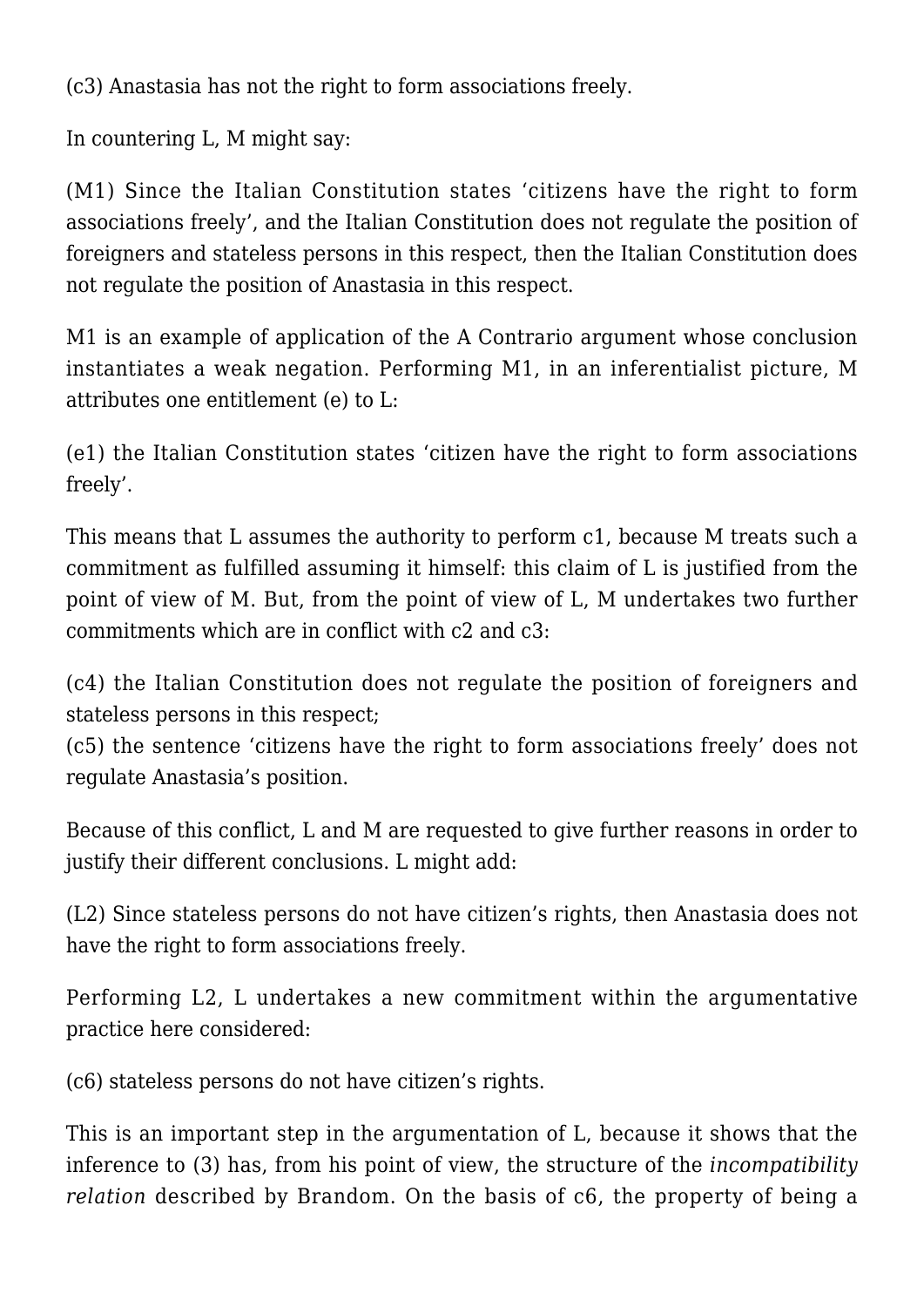(c3) Anastasia has not the right to form associations freely.

In countering L, M might say:

(M1) Since the Italian Constitution states ‘citizens have the right to form associations freely’, and the Italian Constitution does not regulate the position of foreigners and stateless persons in this respect, then the Italian Constitution does not regulate the position of Anastasia in this respect.

M1 is an example of application of the A Contrario argument whose conclusion instantiates a weak negation. Performing M1, in an inferentialist picture, M attributes one entitlement (e) to L:

(e1) the Italian Constitution states ‘citizen have the right to form associations freely’.

This means that L assumes the authority to perform c1, because M treats such a commitment as fulfilled assuming it himself: this claim of L is justified from the point of view of M. But, from the point of view of L, M undertakes two further commitments which are in conflict with c2 and c3:

(c4) the Italian Constitution does not regulate the position of foreigners and stateless persons in this respect;
(c5) the sentence ‘citizens have the right to form associations freely’ does not regulate Anastasia’s position.

Because of this conflict, L and M are requested to give further reasons in order to justify their different conclusions. L might add:

(L2) Since stateless persons do not have citizen’s rights, then Anastasia does not have the right to form associations freely.

Performing L2, L undertakes a new commitment within the argumentative practice here considered:

(c6) stateless persons do not have citizen’s rights.

This is an important step in the argumentation of L, because it shows that the inference to (3) has, from his point of view, the structure of the *incompatibility relation* described by Brandom. On the basis of c6, the property of being a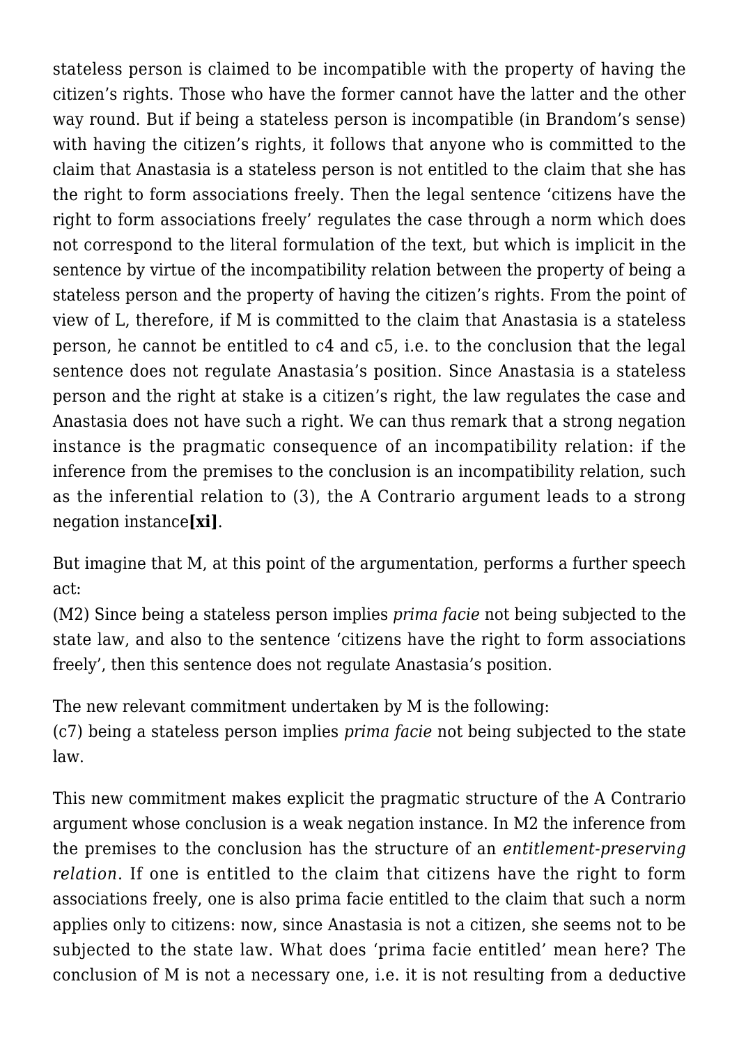stateless person is claimed to be incompatible with the property of having the citizen's rights. Those who have the former cannot have the latter and the other way round. But if being a stateless person is incompatible (in Brandom's sense) with having the citizen's rights, it follows that anyone who is committed to the claim that Anastasia is a stateless person is not entitled to the claim that she has the right to form associations freely. Then the legal sentence 'citizens have the right to form associations freely' regulates the case through a norm which does not correspond to the literal formulation of the text, but which is implicit in the sentence by virtue of the incompatibility relation between the property of being a stateless person and the property of having the citizen's rights. From the point of view of L, therefore, if M is committed to the claim that Anastasia is a stateless person, he cannot be entitled to c4 and c5, i.e. to the conclusion that the legal sentence does not regulate Anastasia's position. Since Anastasia is a stateless person and the right at stake is a citizen's right, the law regulates the case and Anastasia does not have such a right. We can thus remark that a strong negation instance is the pragmatic consequence of an incompatibility relation: if the inference from the premises to the conclusion is an incompatibility relation, such as the inferential relation to (3), the A Contrario argument leads to a strong negation instance**[xi]**.

But imagine that M, at this point of the argumentation, performs a further speech act:
(M2) Since being a stateless person implies *prima facie* not being subjected to the state law, and also to the sentence 'citizens have the right to form associations freely', then this sentence does not regulate Anastasia's position.

The new relevant commitment undertaken by M is the following:
(c7) being a stateless person implies *prima facie* not being subjected to the state law.

This new commitment makes explicit the pragmatic structure of the A Contrario argument whose conclusion is a weak negation instance. In M2 the inference from the premises to the conclusion has the structure of an *entitlement-preserving relation*. If one is entitled to the claim that citizens have the right to form associations freely, one is also prima facie entitled to the claim that such a norm applies only to citizens: now, since Anastasia is not a citizen, she seems not to be subjected to the state law. What does 'prima facie entitled' mean here? The conclusion of M is not a necessary one, i.e. it is not resulting from a deductive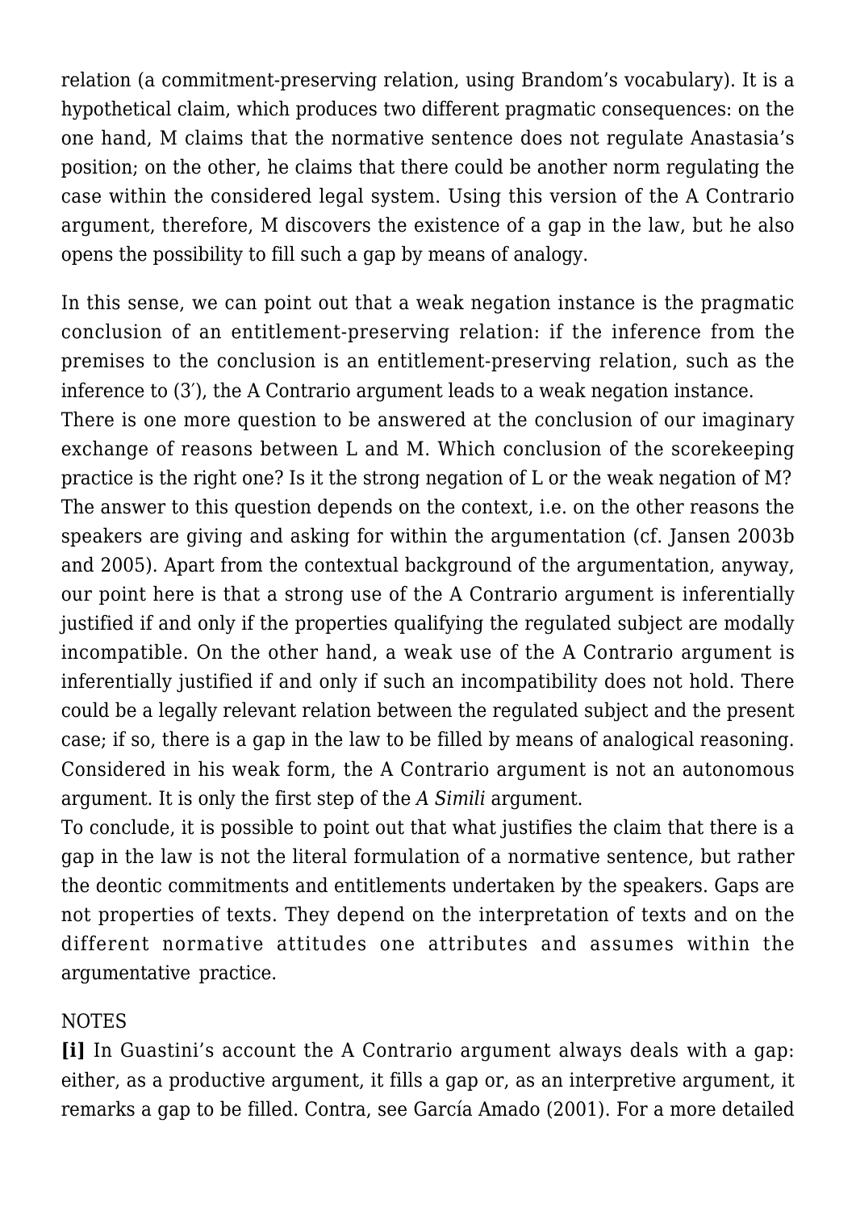relation (a commitment-preserving relation, using Brandom's vocabulary). It is a hypothetical claim, which produces two different pragmatic consequences: on the one hand, M claims that the normative sentence does not regulate Anastasia's position; on the other, he claims that there could be another norm regulating the case within the considered legal system. Using this version of the A Contrario argument, therefore, M discovers the existence of a gap in the law, but he also opens the possibility to fill such a gap by means of analogy.

In this sense, we can point out that a weak negation instance is the pragmatic conclusion of an entitlement-preserving relation: if the inference from the premises to the conclusion is an entitlement-preserving relation, such as the inference to (3′), the A Contrario argument leads to a weak negation instance.

There is one more question to be answered at the conclusion of our imaginary exchange of reasons between L and M. Which conclusion of the scorekeeping practice is the right one? Is it the strong negation of L or the weak negation of M? The answer to this question depends on the context, i.e. on the other reasons the speakers are giving and asking for within the argumentation (cf. Jansen 2003b and 2005). Apart from the contextual background of the argumentation, anyway, our point here is that a strong use of the A Contrario argument is inferentially justified if and only if the properties qualifying the regulated subject are modally incompatible. On the other hand, a weak use of the A Contrario argument is inferentially justified if and only if such an incompatibility does not hold. There could be a legally relevant relation between the regulated subject and the present case; if so, there is a gap in the law to be filled by means of analogical reasoning. Considered in his weak form, the A Contrario argument is not an autonomous argument. It is only the first step of the *A Simili* argument.

To conclude, it is possible to point out that what justifies the claim that there is a gap in the law is not the literal formulation of a normative sentence, but rather the deontic commitments and entitlements undertaken by the speakers. Gaps are not properties of texts. They depend on the interpretation of texts and on the different normative attitudes one attributes and assumes within the argumentative practice.

NOTES

**[i]** In Guastini's account the A Contrario argument always deals with a gap: either, as a productive argument, it fills a gap or, as an interpretive argument, it remarks a gap to be filled. Contra, see García Amado (2001). For a more detailed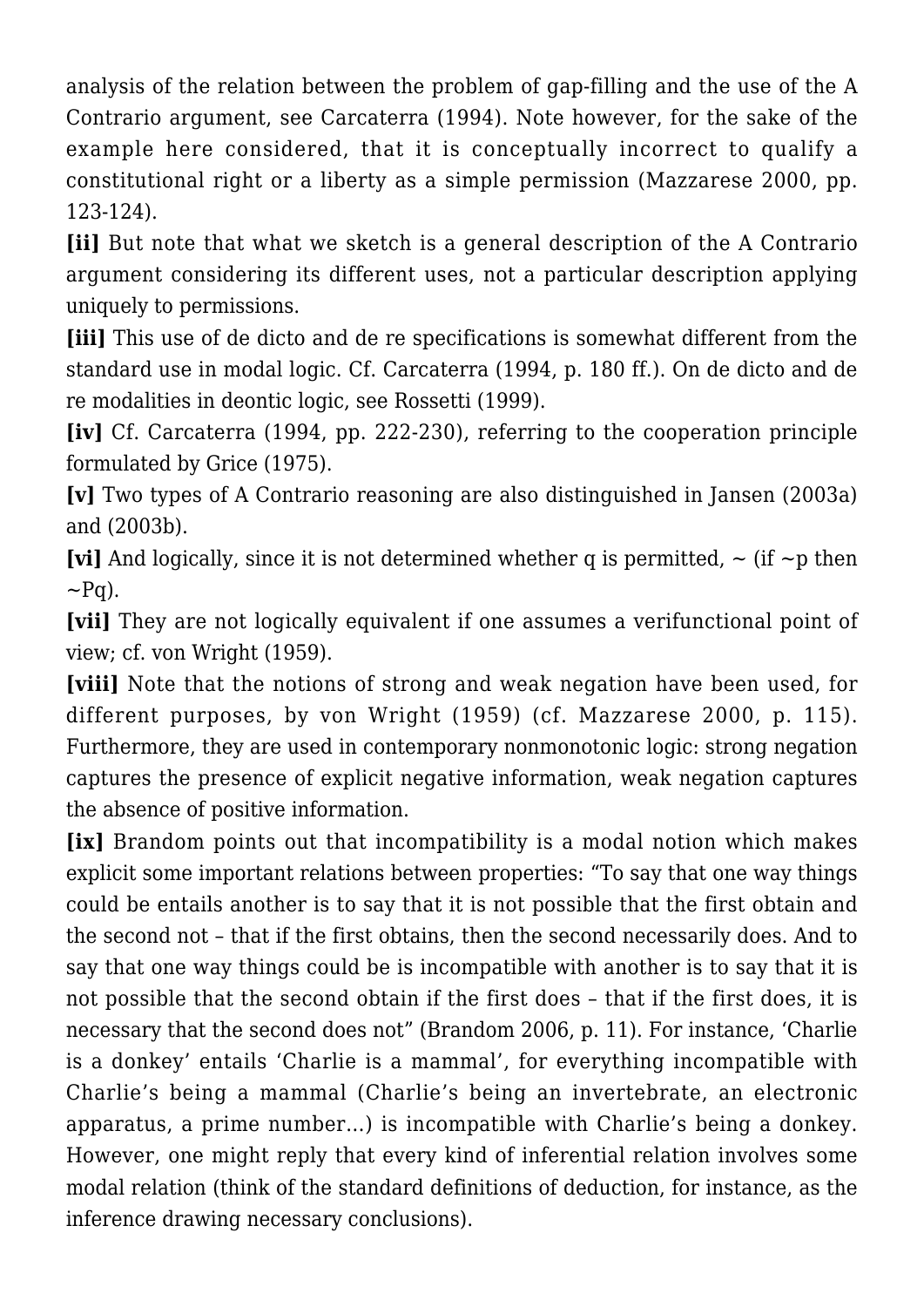analysis of the relation between the problem of gap-filling and the use of the A Contrario argument, see Carcaterra (1994). Note however, for the sake of the example here considered, that it is conceptually incorrect to qualify a constitutional right or a liberty as a simple permission (Mazzarese 2000, pp. 123-124).

**[ii]** But note that what we sketch is a general description of the A Contrario argument considering its different uses, not a particular description applying uniquely to permissions.

**[iii]** This use of de dicto and de re specifications is somewhat different from the standard use in modal logic. Cf. Carcaterra (1994, p. 180 ff.). On de dicto and de re modalities in deontic logic, see Rossetti (1999).

**[iv]** Cf. Carcaterra (1994, pp. 222-230), referring to the cooperation principle formulated by Grice (1975).

**[v]** Two types of A Contrario reasoning are also distinguished in Jansen (2003a) and (2003b).

**[vi]** And logically, since it is not determined whether q is permitted, ~ (if ~p then ~Pq).

**[vii]** They are not logically equivalent if one assumes a verifunctional point of view; cf. von Wright (1959).

**[viii]** Note that the notions of strong and weak negation have been used, for different purposes, by von Wright (1959) (cf. Mazzarese 2000, p. 115). Furthermore, they are used in contemporary nonmonotonic logic: strong negation captures the presence of explicit negative information, weak negation captures the absence of positive information.

**[ix]** Brandom points out that incompatibility is a modal notion which makes explicit some important relations between properties: "To say that one way things could be entails another is to say that it is not possible that the first obtain and the second not – that if the first obtains, then the second necessarily does. And to say that one way things could be is incompatible with another is to say that it is not possible that the second obtain if the first does – that if the first does, it is necessary that the second does not" (Brandom 2006, p. 11). For instance, 'Charlie is a donkey' entails 'Charlie is a mammal', for everything incompatible with Charlie's being a mammal (Charlie's being an invertebrate, an electronic apparatus, a prime number…) is incompatible with Charlie's being a donkey. However, one might reply that every kind of inferential relation involves some modal relation (think of the standard definitions of deduction, for instance, as the inference drawing necessary conclusions).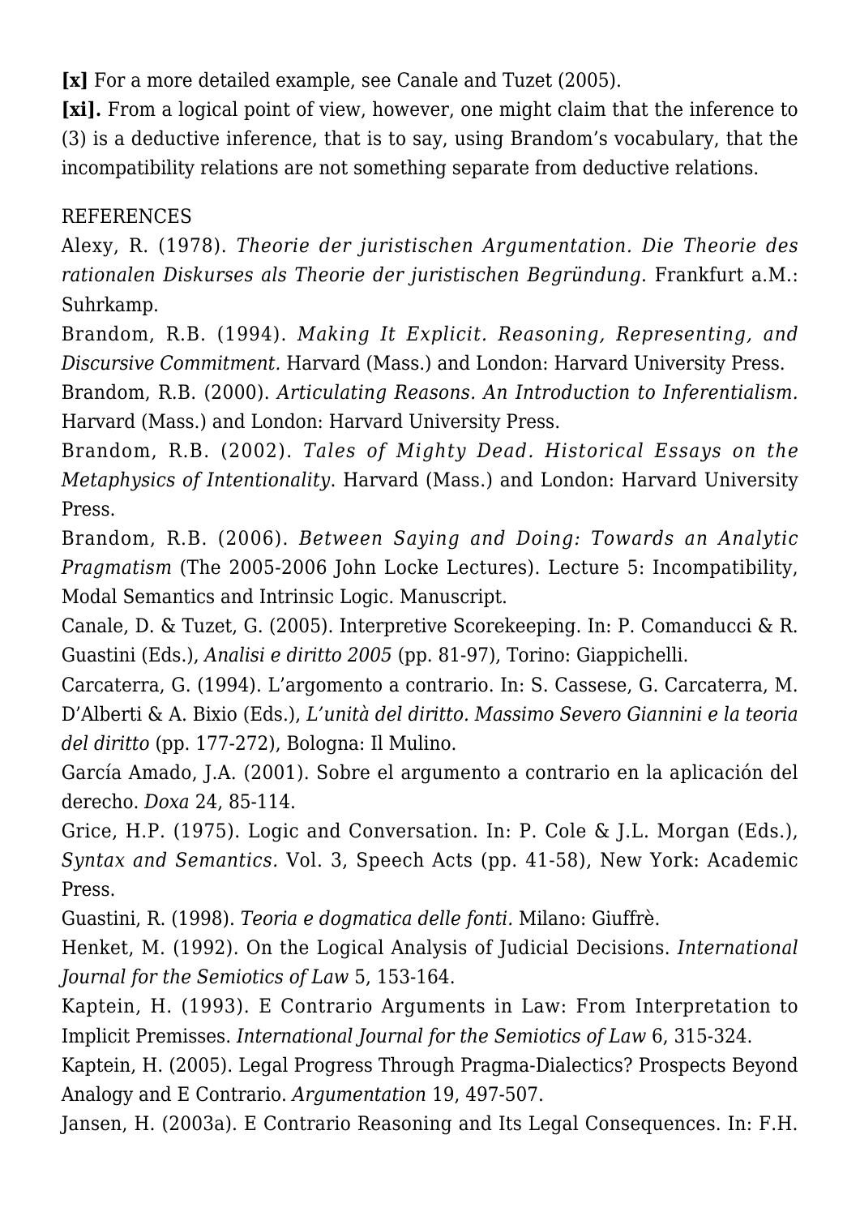**[x]** For a more detailed example, see Canale and Tuzet (2005).

**[xi].** From a logical point of view, however, one might claim that the inference to (3) is a deductive inference, that is to say, using Brandom's vocabulary, that the incompatibility relations are not something separate from deductive relations.

REFERENCES

Alexy, R. (1978). *Theorie der juristischen Argumentation. Die Theorie des rationalen Diskurses als Theorie der juristischen Begründung*. Frankfurt a.M.: Suhrkamp.

Brandom, R.B. (1994). *Making It Explicit. Reasoning, Representing, and Discursive Commitment.* Harvard (Mass.) and London: Harvard University Press.

Brandom, R.B. (2000). *Articulating Reasons. An Introduction to Inferentialism.* Harvard (Mass.) and London: Harvard University Press.

Brandom, R.B. (2002). *Tales of Mighty Dead. Historical Essays on the Metaphysics of Intentionality*. Harvard (Mass.) and London: Harvard University Press.

Brandom, R.B. (2006). *Between Saying and Doing: Towards an Analytic Pragmatism* (The 2005-2006 John Locke Lectures). Lecture 5: Incompatibility, Modal Semantics and Intrinsic Logic. Manuscript.

Canale, D. & Tuzet, G. (2005). Interpretive Scorekeeping. In: P. Comanducci & R. Guastini (Eds.), *Analisi e diritto 2005* (pp. 81-97), Torino: Giappichelli.

Carcaterra, G. (1994). L'argomento a contrario. In: S. Cassese, G. Carcaterra, M. D'Alberti & A. Bixio (Eds.), *L'unità del diritto. Massimo Severo Giannini e la teoria del diritto* (pp. 177-272), Bologna: Il Mulino.

García Amado, J.A. (2001). Sobre el argumento a contrario en la aplicación del derecho. *Doxa* 24, 85-114.

Grice, H.P. (1975). Logic and Conversation. In: P. Cole & J.L. Morgan (Eds.), *Syntax and Semantics.* Vol. 3, Speech Acts (pp. 41-58), New York: Academic Press.

Guastini, R. (1998). *Teoria e dogmatica delle fonti.* Milano: Giuffrè.

Henket, M. (1992). On the Logical Analysis of Judicial Decisions. *International Journal for the Semiotics of Law* 5, 153-164.

Kaptein, H. (1993). E Contrario Arguments in Law: From Interpretation to Implicit Premisses. *International Journal for the Semiotics of Law* 6, 315-324.

Kaptein, H. (2005). Legal Progress Through Pragma-Dialectics? Prospects Beyond Analogy and E Contrario. *Argumentation* 19, 497-507.

Jansen, H. (2003a). E Contrario Reasoning and Its Legal Consequences. In: F.H.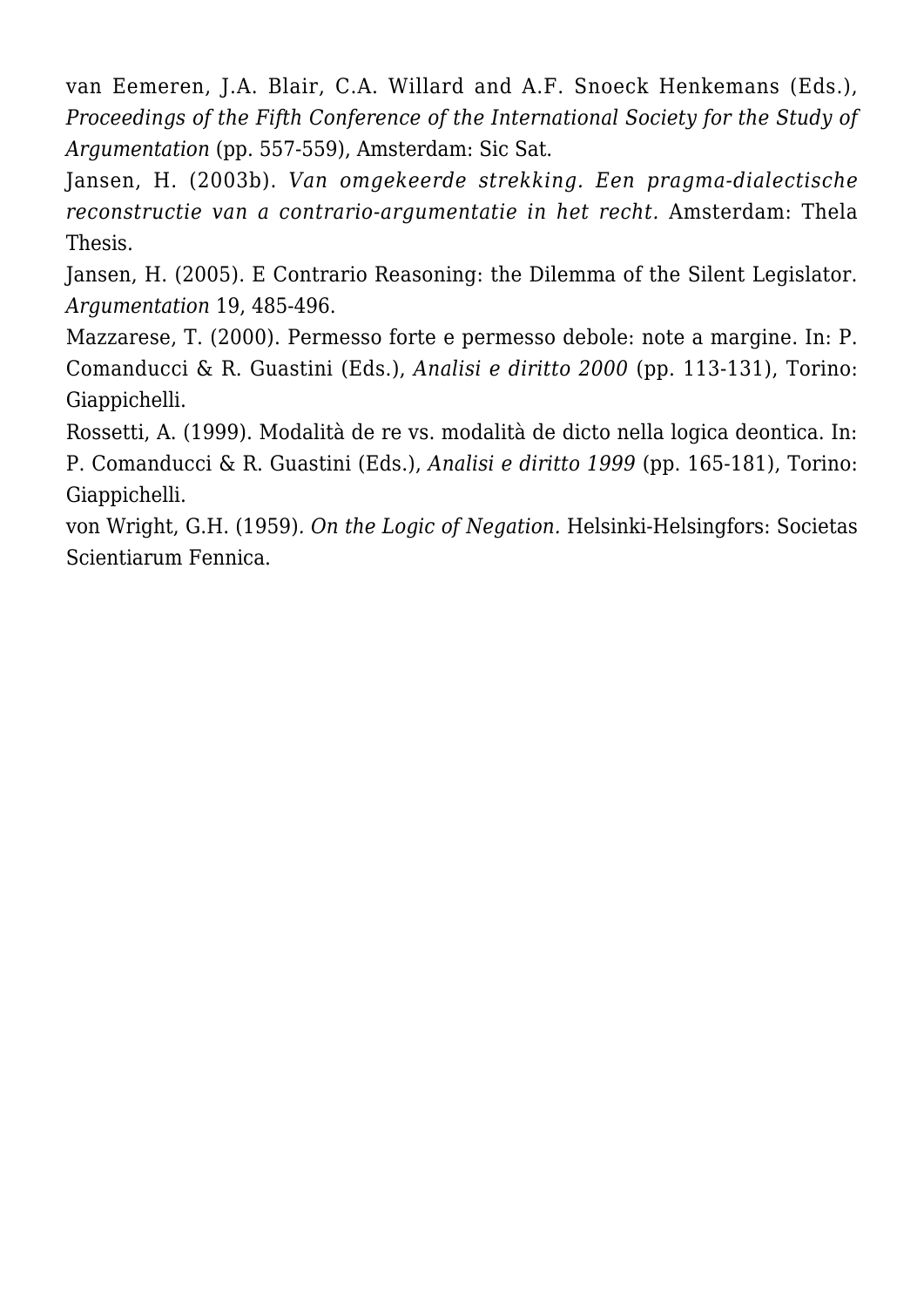van Eemeren, J.A. Blair, C.A. Willard and A.F. Snoeck Henkemans (Eds.), *Proceedings of the Fifth Conference of the International Society for the Study of Argumentation* (pp. 557-559), Amsterdam: Sic Sat.

Jansen, H. (2003b). *Van omgekeerde strekking. Een pragma-dialectische reconstructie van a contrario-argumentatie in het recht.* Amsterdam: Thela Thesis.

Jansen, H. (2005). E Contrario Reasoning: the Dilemma of the Silent Legislator. *Argumentation* 19, 485-496.

Mazzarese, T. (2000). Permesso forte e permesso debole: note a margine. In: P. Comanducci & R. Guastini (Eds.), *Analisi e diritto 2000* (pp. 113-131), Torino: Giappichelli.

Rossetti, A. (1999). Modalità de re vs. modalità de dicto nella logica deontica. In: P. Comanducci & R. Guastini (Eds.), *Analisi e diritto 1999* (pp. 165-181), Torino: Giappichelli.

von Wright, G.H. (1959). *On the Logic of Negation.* Helsinki-Helsingfors: Societas Scientiarum Fennica.